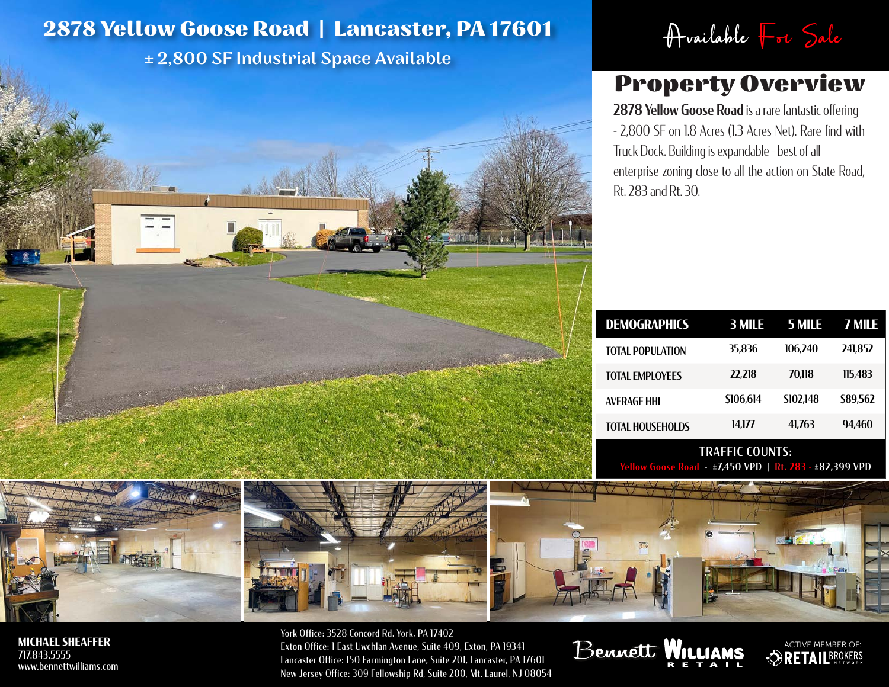# 2878 Yellow Goose Road | Lancaster, PA 17601

## ± 2,800 SF Industrial Space Available

Available For Sale

## Property Overview

**2878 Yellow Goose Road** is a rare fantastic offering - 2,800 SF on 1.8 Acres (1.3 Acres Net). Rare find with Truck Dock. Building is expandable - best of all enterprise zoning close to all the action on State Road, Rt. 283 and Rt. 30.

| DEMOGRAPHICS | 3 MILE | 5 MILE | 7 MILE |
|---|---|---|---|
| TOTAL POPULATION | 35,836 | 106,240 | 241,852 |
| TOTAL EMPLOYEES | 22,218 | 70,118 | 115,483 |
| AVERAGE HHI | $106,614 | $102,148 | $89,562 |
| TOTAL HOUSEHOLDS | 14,177 | 41,763 | 94,460 |

**TRAFFIC COUNTS:**
Yellow Goose Road - ±7,450 VPD | Rt. 283 - ±82,399 VPD

**MICHAEL SHEAFFER**
717.843.5555
www.bennettwilliams.com

York Office: 3528 Concord Rd. York, PA 17402
Exton Office: 1 East Uwchlan Avenue, Suite 409, Exton, PA 19341
Lancaster Office: 150 Farmington Lane, Suite 201, Lancaster, PA 17601
New Jersey Office: 309 Fellowship Rd, Suite 200, Mt. Laurel, NJ 08054

Bennett Williams RETAIL

ACTIVE MEMBER OF: RETAIL BROKERS NETWORK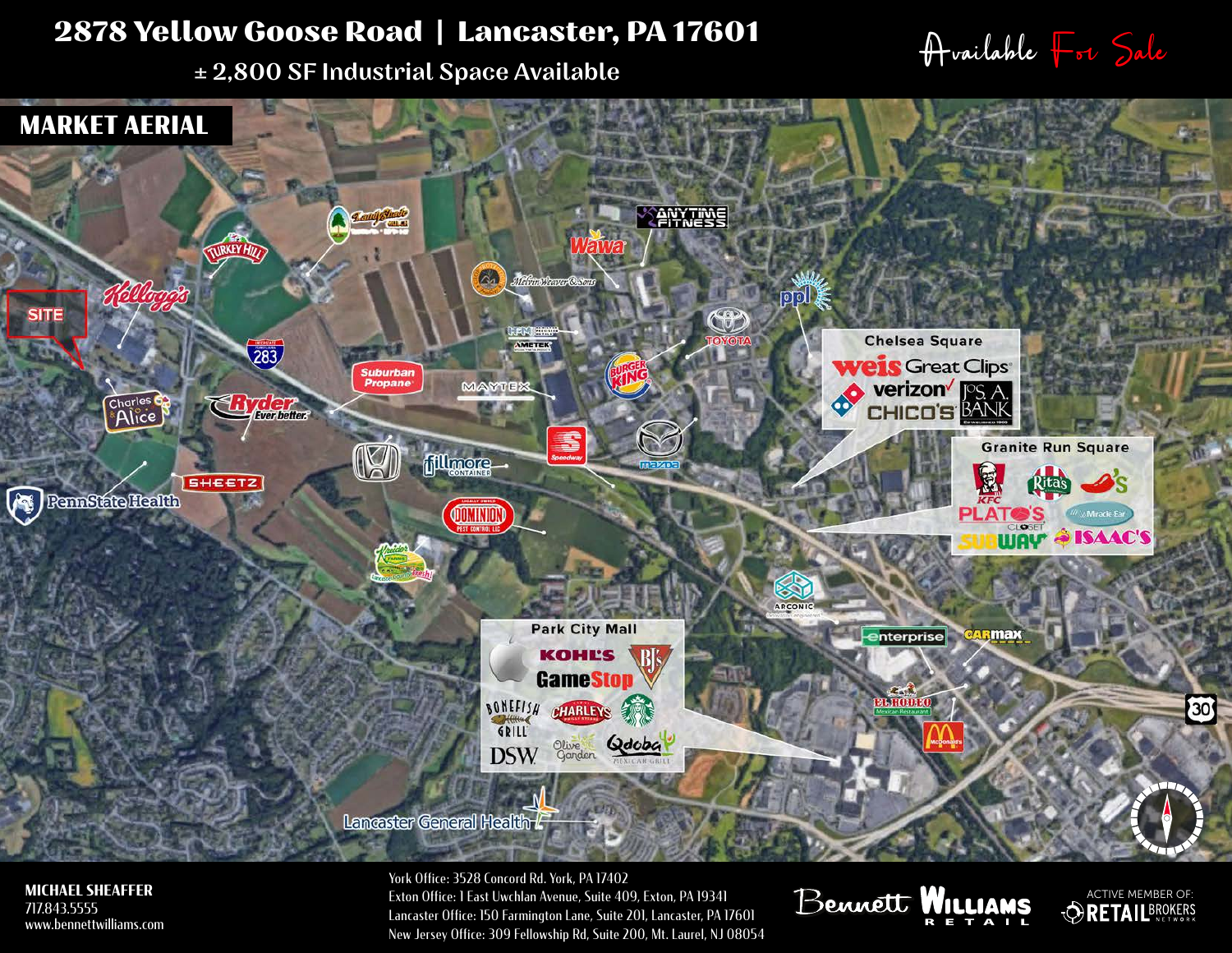# 2878 Yellow Goose Road | Lancaster, PA 17601

± 2,800 SF Industrial Space Available

Available For Sale

## MARKET AERIAL

SITE

Kellogg's

Turkey Hill

Charles & Alice

Penn State Health

Sheetz

Ryder Ever better.

283

Suburban Propane

Melvin Weaver & Sons

Wawa

Anytime Fitness

Maytex

Burger King

Toyota

ppl

Honda

fillmore container

Speedway

Mazda

Dominion Pest Control LLC

Chelsea Square

Weis, Great Clips, Verizon, Jos. A. Bank, Domino's, Chico's

Granite Run Square

KFC, Rita's, Chili's, Plato's Closet, Miracle-Ear, Subway, Isaac's

Arconic

Park City Mall

Apple, Kohl's, BJ's, GameStop, Bonefish Grill, Charleys, Starbucks, DSW, Olive Garden, Qdoba Mexican Grill

enterprise

CarMax

El Rodeo Mexican Restaurant

McDonald's

30

Lancaster General Health

**MICHAEL SHEAFFER**
717.843.5555
www.bennettwilliams.com

York Office: 3528 Concord Rd. York, PA 17402
Exton Office: 1 East Uwchlan Avenue, Suite 409, Exton, PA 19341
Lancaster Office: 150 Farmington Lane, Suite 201, Lancaster, PA 17601
New Jersey Office: 309 Fellowship Rd, Suite 200, Mt. Laurel, NJ 08054

Bennett Williams Retail

Active Member of: Retail Brokers Network